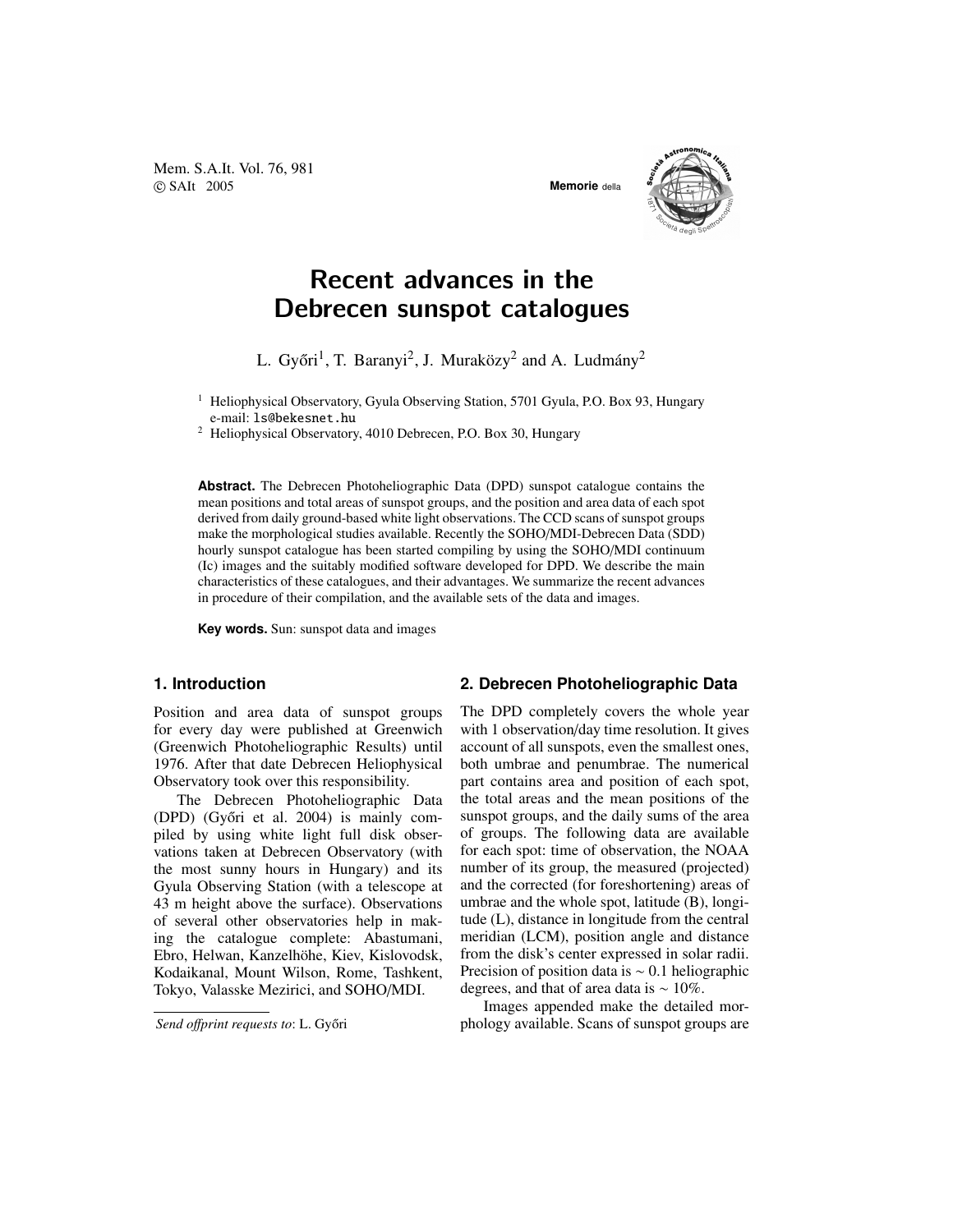# Recent advances in the Debrecen sunspot catalogues

L. Győri[1], T. Baranyi[2], J. Muraközy[2] and A. Ludmány[2]

[1] Heliophysical Observatory, Gyula Observing Station, 5701 Gyula, P.O. Box 93, Hungary e-mail: ls@bekesnet.hu

[2] Heliophysical Observatory, 4010 Debrecen, P.O. Box 30, Hungary

**Abstract.** The Debrecen Photoheliographic Data (DPD) sunspot catalogue contains the mean positions and total areas of sunspot groups, and the position and area data of each spot derived from daily ground-based white light observations. The CCD scans of sunspot groups make the morphological studies available. Recently the SOHO/MDI-Debrecen Data (SDD) hourly sunspot catalogue has been started compiling by using the SOHO/MDI continuum (Ic) images and the suitably modified software developed for DPD. We describe the main characteristics of these catalogues, and their advantages. We summarize the recent advances in procedure of their compilation, and the available sets of the data and images.

**Key words.** Sun: sunspot data and images

## 1. Introduction

Position and area data of sunspot groups for every day were published at Greenwich (Greenwich Photoheliographic Results) until 1976. After that date Debrecen Heliophysical Observatory took over this responsibility.

The Debrecen Photoheliographic Data (DPD) (Győri et al. 2004) is mainly compiled by using white light full disk observations taken at Debrecen Observatory (with the most sunny hours in Hungary) and its Gyula Observing Station (with a telescope at 43 m height above the surface). Observations of several other observatories help in making the catalogue complete: Abastumani, Ebro, Helwan, Kanzelhöhe, Kiev, Kislovodsk, Kodaikanal, Mount Wilson, Rome, Tashkent, Tokyo, Valasske Mezirici, and SOHO/MDI.

*Send offprint requests to*: L. Győri

## 2. Debrecen Photoheliographic Data

The DPD completely covers the whole year with 1 observation/day time resolution. It gives account of all sunspots, even the smallest ones, both umbrae and penumbrae. The numerical part contains area and position of each spot, the total areas and the mean positions of the sunspot groups, and the daily sums of the area of groups. The following data are available for each spot: time of observation, the NOAA number of its group, the measured (projected) and the corrected (for foreshortening) areas of umbrae and the whole spot, latitude (B), longitude (L), distance in longitude from the central meridian (LCM), position angle and distance from the disk's center expressed in solar radii. Precision of position data is $\sim 0.1$ heliographic degrees, and that of area data is $\sim 10\%$.

Images appended make the detailed morphology available. Scans of sunspot groups are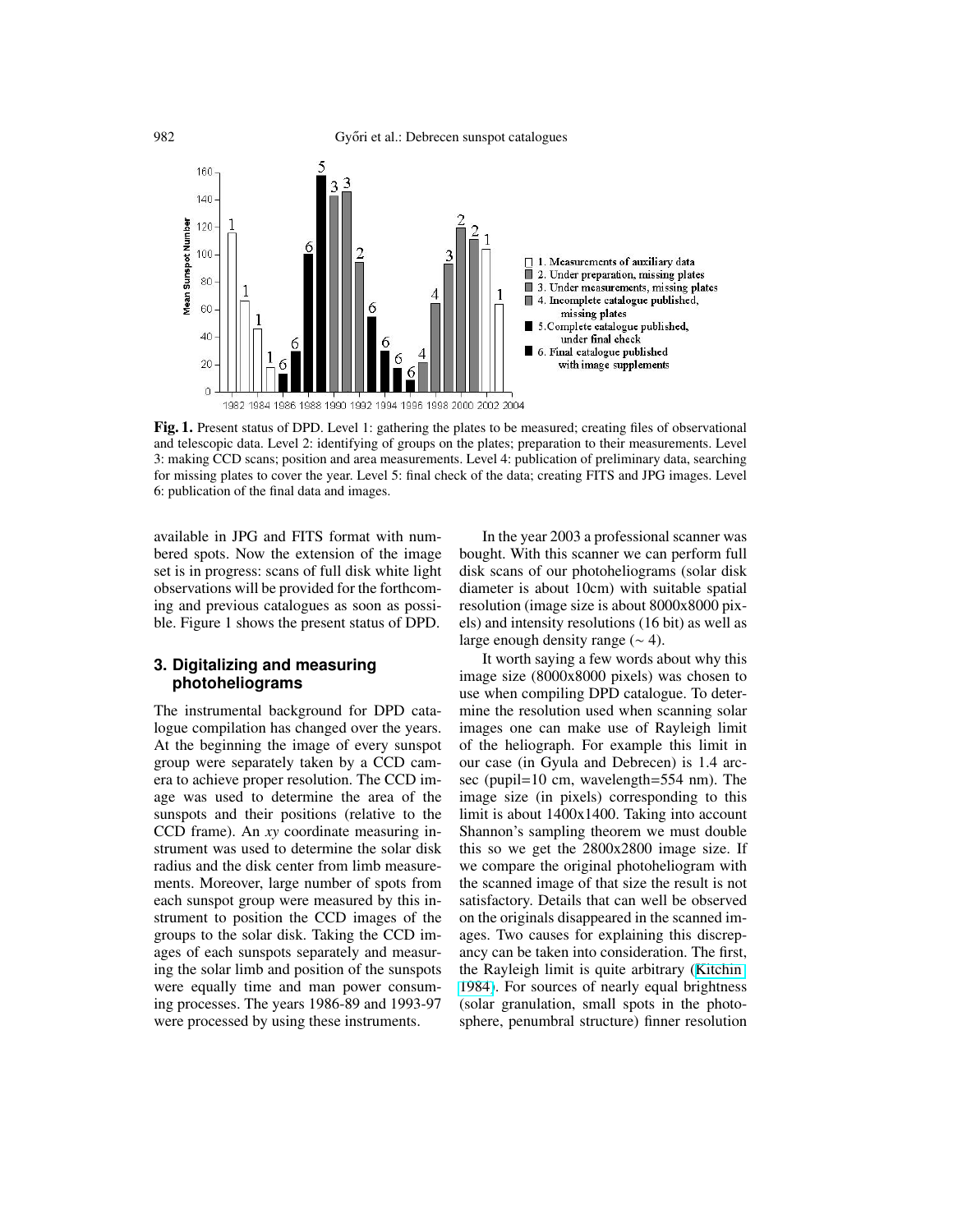**Fig. 1.** Present status of DPD. Level 1: gathering the plates to be measured; creating files of observational and telescopic data. Level 2: identifying of groups on the plates; preparation to their measurements. Level 3: making CCD scans; position and area measurements. Level 4: publication of preliminary data, searching for missing plates to cover the year. Level 5: final check of the data; creating FITS and JPG images. Level 6: publication of the final data and images.

available in JPG and FITS format with numbered spots. Now the extension of the image set is in progress: scans of full disk white light observations will be provided for the forthcoming and previous catalogues as soon as possible. Figure 1 shows the present status of DPD.

## 3. Digitalizing and measuring photoheliograms

The instrumental background for DPD catalogue compilation has changed over the years. At the beginning the image of every sunspot group were separately taken by a CCD camera to achieve proper resolution. The CCD image was used to determine the area of the sunspots and their positions (relative to the CCD frame). An *xy* coordinate measuring instrument was used to determine the solar disk radius and the disk center from limb measurements. Moreover, large number of spots from each sunspot group were measured by this instrument to position the CCD images of the groups to the solar disk. Taking the CCD images of each sunspots separately and measuring the solar limb and position of the sunspots were equally time and man power consuming processes. The years 1986-89 and 1993-97 were processed by using these instruments.

In the year 2003 a professional scanner was bought. With this scanner we can perform full disk scans of our photoheliograms (solar disk diameter is about 10cm) with suitable spatial resolution (image size is about 8000x8000 pixels) and intensity resolutions (16 bit) as well as large enough density range ($\sim 4$).

It worth saying a few words about why this image size (8000x8000 pixels) was chosen to use when compiling DPD catalogue. To determine the resolution used when scanning solar images one can make use of Rayleigh limit of the heliograph. For example this limit in our case (in Gyula and Debrecen) is 1.4 arcsec (pupil=10 cm, wavelength=554 nm). The image size (in pixels) corresponding to this limit is about 1400x1400. Taking into account Shannon's sampling theorem we must double this so we get the 2800x2800 image size. If we compare the original photoheliogram with the scanned image of that size the result is not satisfactory. Details that can well be observed on the originals disappeared in the scanned images. Two causes for explaining this discrepancy can be taken into consideration. The first, the Rayleigh limit is quite arbitrary (Kitchin 1984). For sources of nearly equal brightness (solar granulation, small spots in the photosphere, penumbral structure) finner resolution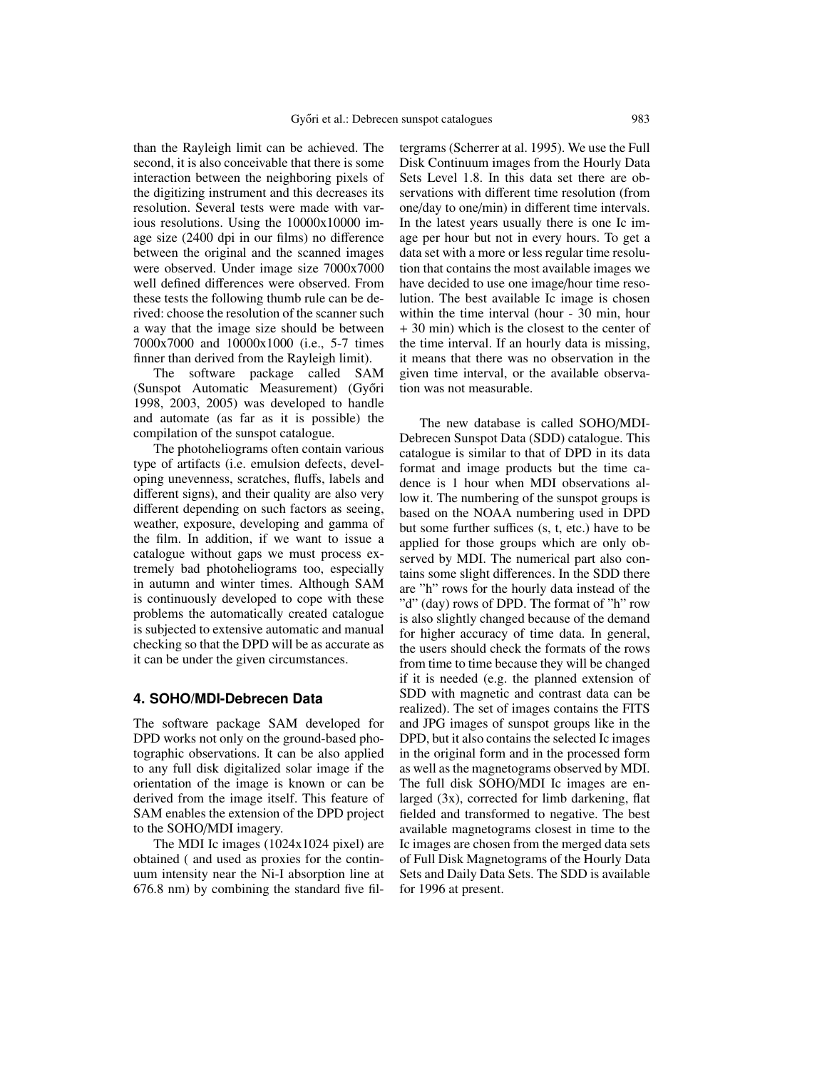than the Rayleigh limit can be achieved. The second, it is also conceivable that there is some interaction between the neighboring pixels of the digitizing instrument and this decreases its resolution. Several tests were made with various resolutions. Using the 10000x10000 image size (2400 dpi in our films) no difference between the original and the scanned images were observed. Under image size 7000x7000 well defined differences were observed. From these tests the following thumb rule can be derived: choose the resolution of the scanner such a way that the image size should be between 7000x7000 and 10000x1000 (i.e., 5-7 times finner than derived from the Rayleigh limit).

The software package called SAM (Sunspot Automatic Measurement) (Győri 1998, 2003, 2005) was developed to handle and automate (as far as it is possible) the compilation of the sunspot catalogue.

The photoheliograms often contain various type of artifacts (i.e. emulsion defects, developing unevenness, scratches, fluffs, labels and different signs), and their quality are also very different depending on such factors as seeing, weather, exposure, developing and gamma of the film. In addition, if we want to issue a catalogue without gaps we must process extremely bad photoheliograms too, especially in autumn and winter times. Although SAM is continuously developed to cope with these problems the automatically created catalogue is subjected to extensive automatic and manual checking so that the DPD will be as accurate as it can be under the given circumstances.

## 4. SOHO/MDI-Debrecen Data

The software package SAM developed for DPD works not only on the ground-based photographic observations. It can be also applied to any full disk digitalized solar image if the orientation of the image is known or can be derived from the image itself. This feature of SAM enables the extension of the DPD project to the SOHO/MDI imagery.

The MDI Ic images (1024x1024 pixel) are obtained ( and used as proxies for the continuum intensity near the Ni-I absorption line at 676.8 nm) by combining the standard five filtergrams (Scherrer at al. 1995). We use the Full Disk Continuum images from the Hourly Data Sets Level 1.8. In this data set there are observations with different time resolution (from one/day to one/min) in different time intervals. In the latest years usually there is one Ic image per hour but not in every hours. To get a data set with a more or less regular time resolution that contains the most available images we have decided to use one image/hour time resolution. The best available Ic image is chosen within the time interval (hour - 30 min, hour + 30 min) which is the closest to the center of the time interval. If an hourly data is missing, it means that there was no observation in the given time interval, or the available observation was not measurable.

The new database is called SOHO/MDI-Debrecen Sunspot Data (SDD) catalogue. This catalogue is similar to that of DPD in its data format and image products but the time cadence is 1 hour when MDI observations allow it. The numbering of the sunspot groups is based on the NOAA numbering used in DPD but some further suffices (s, t, etc.) have to be applied for those groups which are only observed by MDI. The numerical part also contains some slight differences. In the SDD there are "h" rows for the hourly data instead of the "d" (day) rows of DPD. The format of "h" row is also slightly changed because of the demand for higher accuracy of time data. In general, the users should check the formats of the rows from time to time because they will be changed if it is needed (e.g. the planned extension of SDD with magnetic and contrast data can be realized). The set of images contains the FITS and JPG images of sunspot groups like in the DPD, but it also contains the selected Ic images in the original form and in the processed form as well as the magnetograms observed by MDI. The full disk SOHO/MDI Ic images are enlarged (3x), corrected for limb darkening, flat fielded and transformed to negative. The best available magnetograms closest in time to the Ic images are chosen from the merged data sets of Full Disk Magnetograms of the Hourly Data Sets and Daily Data Sets. The SDD is available for 1996 at present.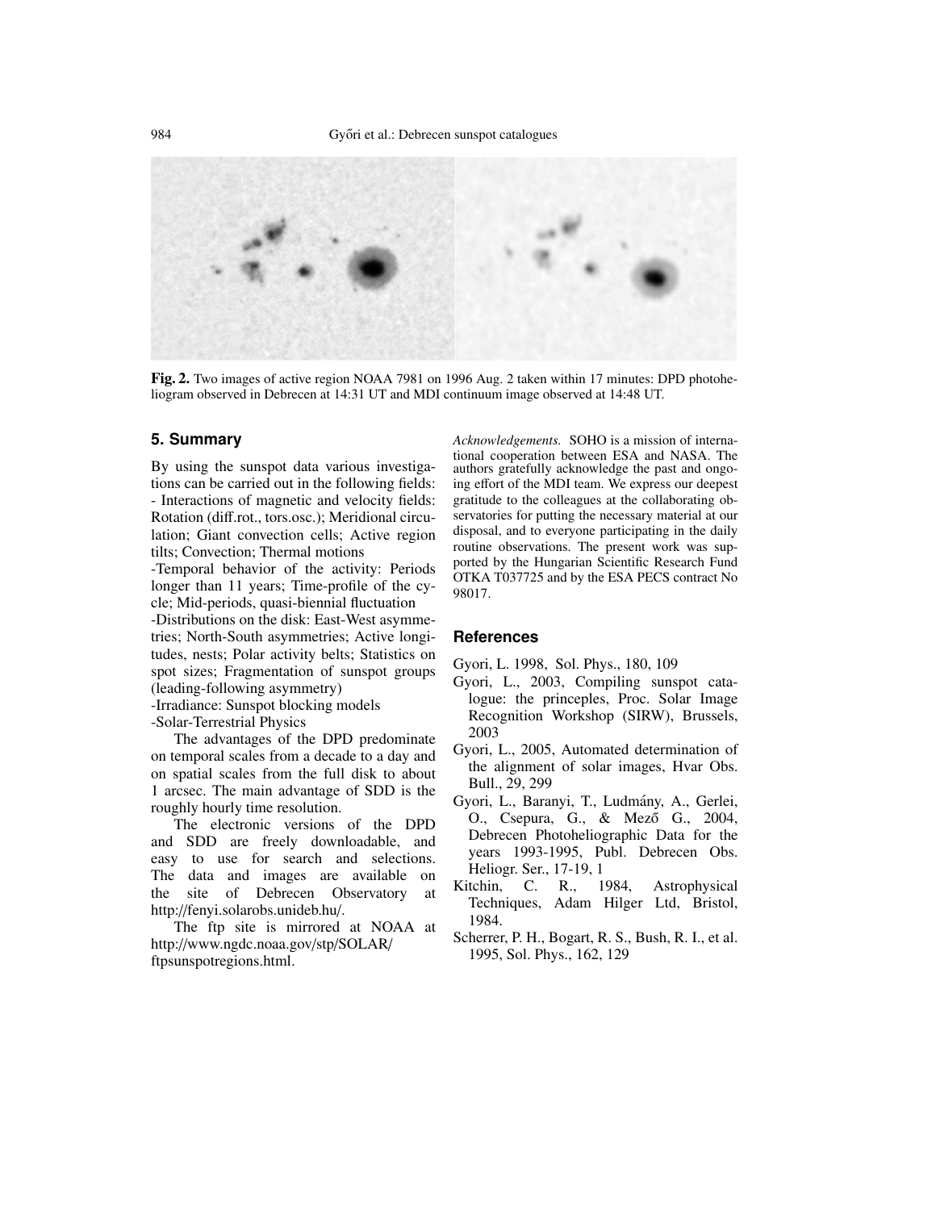**Fig. 2.** Two images of active region NOAA 7981 on 1996 Aug. 2 taken within 17 minutes: DPD photoheliogram observed in Debrecen at 14:31 UT and MDI continuum image observed at 14:48 UT.

## 5. Summary

By using the sunspot data various investigations can be carried out in the following fields:
- Interactions of magnetic and velocity fields: Rotation (diff.rot., tors.osc.); Meridional circulation; Giant convection cells; Active region tilts; Convection; Thermal motions
-Temporal behavior of the activity: Periods longer than 11 years; Time-profile of the cycle; Mid-periods, quasi-biennial fluctuation
-Distributions on the disk: East-West asymmetries; North-South asymmetries; Active longitudes, nests; Polar activity belts; Statistics on spot sizes; Fragmentation of sunspot groups (leading-following asymmetry)
-Irradiance: Sunspot blocking models
-Solar-Terrestrial Physics

The advantages of the DPD predominate on temporal scales from a decade to a day and on spatial scales from the full disk to about 1 arcsec. The main advantage of SDD is the roughly hourly time resolution.

The electronic versions of the DPD and SDD are freely downloadable, and easy to use for search and selections. The data and images are available on the site of Debrecen Observatory at http://fenyi.solarobs.unideb.hu/.

The ftp site is mirrored at NOAA at http://www.ngdc.noaa.gov/stp/SOLAR/ftpsunspotregions.html.

*Acknowledgements.* SOHO is a mission of international cooperation between ESA and NASA. The authors gratefully acknowledge the past and ongoing effort of the MDI team. We express our deepest gratitude to the colleagues at the collaborating observatories for putting the necessary material at our disposal, and to everyone participating in the daily routine observations. The present work was supported by the Hungarian Scientific Research Fund OTKA T037725 and by the ESA PECS contract No 98017.

## References

Gyori, L. 1998, Sol. Phys., 180, 109

Gyori, L., 2003, Compiling sunspot catalogue: the princeples, Proc. Solar Image Recognition Workshop (SIRW), Brussels, 2003

Gyori, L., 2005, Automated determination of the alignment of solar images, Hvar Obs. Bull., 29, 299

Gyori, L., Baranyi, T., Ludmány, A., Gerlei, O., Csepura, G., & Mező G., 2004, Debrecen Photoheliographic Data for the years 1993-1995, Publ. Debrecen Obs. Heliogr. Ser., 17-19, 1

Kitchin, C. R., 1984, Astrophysical Techniques, Adam Hilger Ltd, Bristol, 1984.

Scherrer, P. H., Bogart, R. S., Bush, R. I., et al. 1995, Sol. Phys., 162, 129